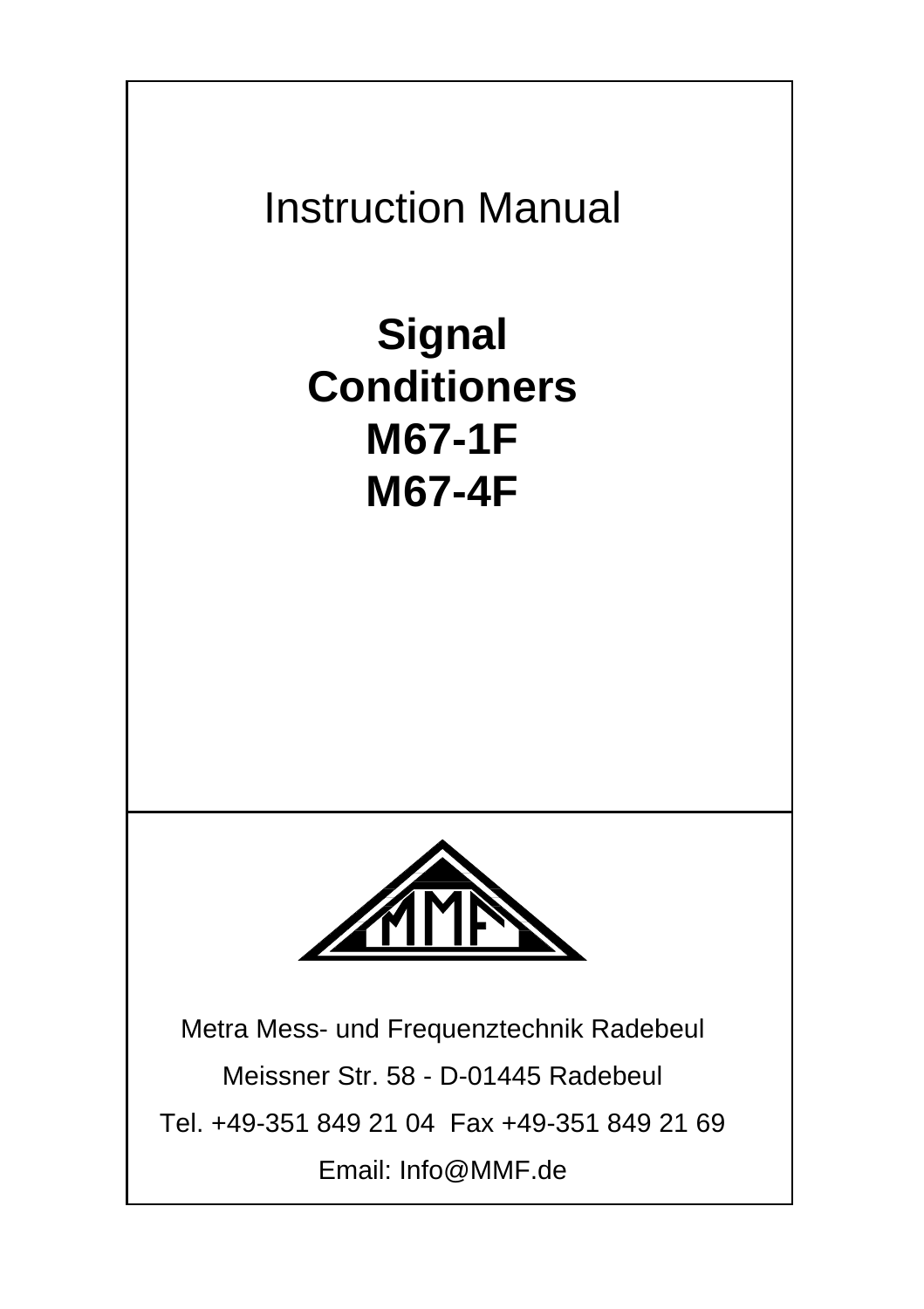Instruction Manual

# Signal Conditioners M67-1F M67-4F

Metra Mess- und Frequenztechnik Radebeul

Meissner Str. 58 - D-01445 Radebeul

Tel. +49-351 849 21 04 Fax +49-351 849 21 69

Email: Info@MMF.de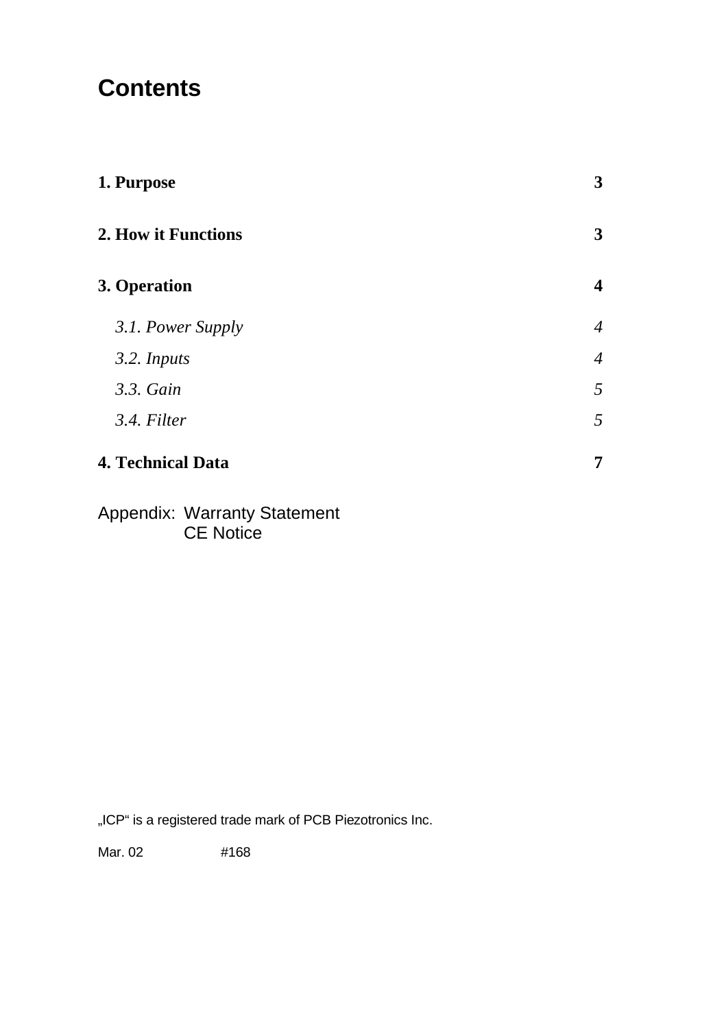# Contents

| | |
|---|---|
| **1. Purpose** | **3** |
| **2. How it Functions** | **3** |
| **3. Operation** | **4** |
| *3.1. Power Supply* | *4* |
| *3.2. Inputs* | *4* |
| *3.3. Gain* | *5* |
| *3.4. Filter* | *5* |
| **4. Technical Data** | **7** |

Appendix: Warranty Statement
CE Notice

„ICP" is a registered trade mark of PCB Piezotronics Inc.

Mar. 02 #168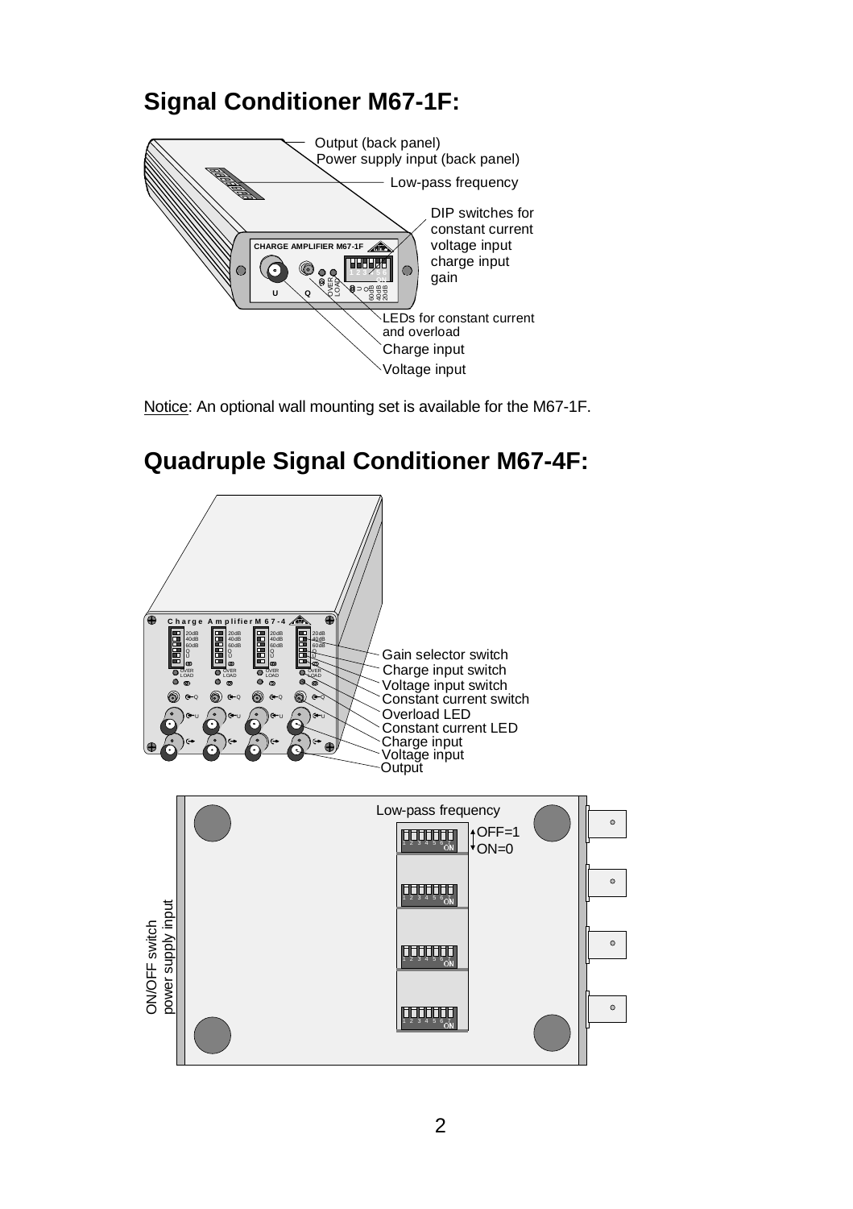## Signal Conditioner M67-1F:

Output (back panel)
Power supply input (back panel)
Low-pass frequency
DIP switches for constant current voltage input charge input gain
LEDs for constant current and overload
Charge input
Voltage input

Notice: An optional wall mounting set is available for the M67-1F.

## Quadruple Signal Conditioner M67-4F:

Gain selector switch
Charge input switch
Voltage input switch
Constant current switch
Overload LED
Constant current LED
Charge input
Voltage input
Output

Low-pass frequency
OFF=1
ON=0

ON/OFF switch
power supply input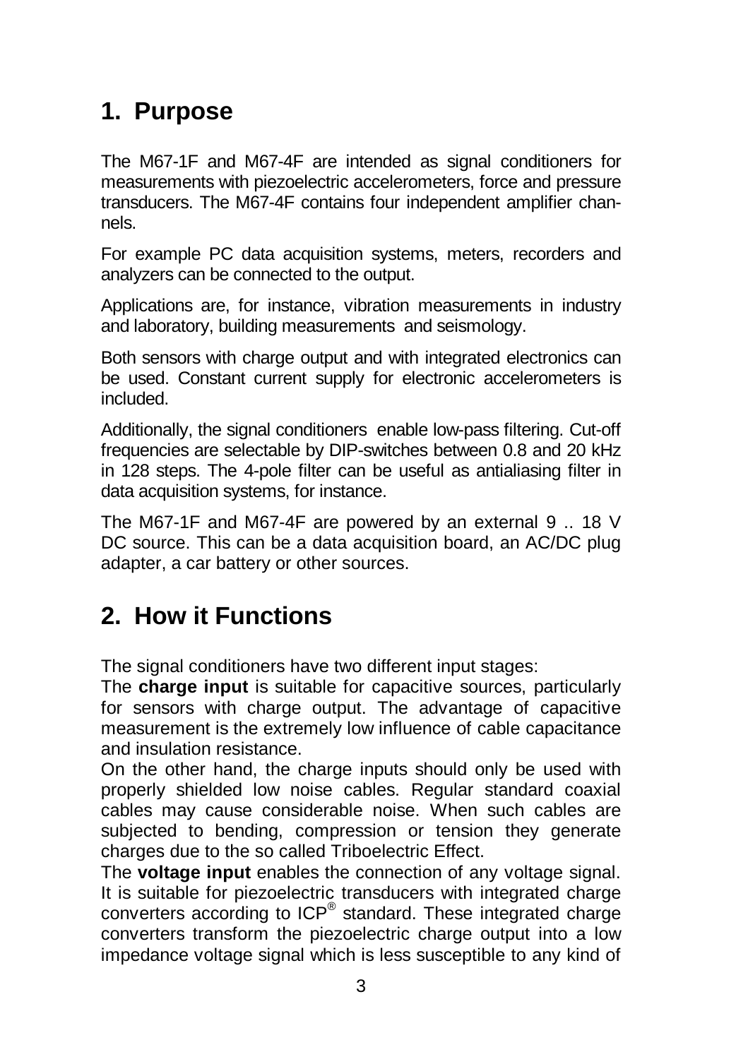# 1. Purpose

The M67-1F and M67-4F are intended as signal conditioners for measurements with piezoelectric accelerometers, force and pressure transducers. The M67-4F contains four independent amplifier channels.

For example PC data acquisition systems, meters, recorders and analyzers can be connected to the output.

Applications are, for instance, vibration measurements in industry and laboratory, building measurements and seismology.

Both sensors with charge output and with integrated electronics can be used. Constant current supply for electronic accelerometers is included.

Additionally, the signal conditioners enable low-pass filtering. Cut-off frequencies are selectable by DIP-switches between 0.8 and 20 kHz in 128 steps. The 4-pole filter can be useful as antialiasing filter in data acquisition systems, for instance.

The M67-1F and M67-4F are powered by an external 9 .. 18 V DC source. This can be a data acquisition board, an AC/DC plug adapter, a car battery or other sources.

# 2. How it Functions

The signal conditioners have two different input stages:
The **charge input** is suitable for capacitive sources, particularly for sensors with charge output. The advantage of capacitive measurement is the extremely low influence of cable capacitance and insulation resistance.
On the other hand, the charge inputs should only be used with properly shielded low noise cables. Regular standard coaxial cables may cause considerable noise. When such cables are subjected to bending, compression or tension they generate charges due to the so called Triboelectric Effect.
The **voltage input** enables the connection of any voltage signal. It is suitable for piezoelectric transducers with integrated charge converters according to ICP® standard. These integrated charge converters transform the piezoelectric charge output into a low impedance voltage signal which is less susceptible to any kind of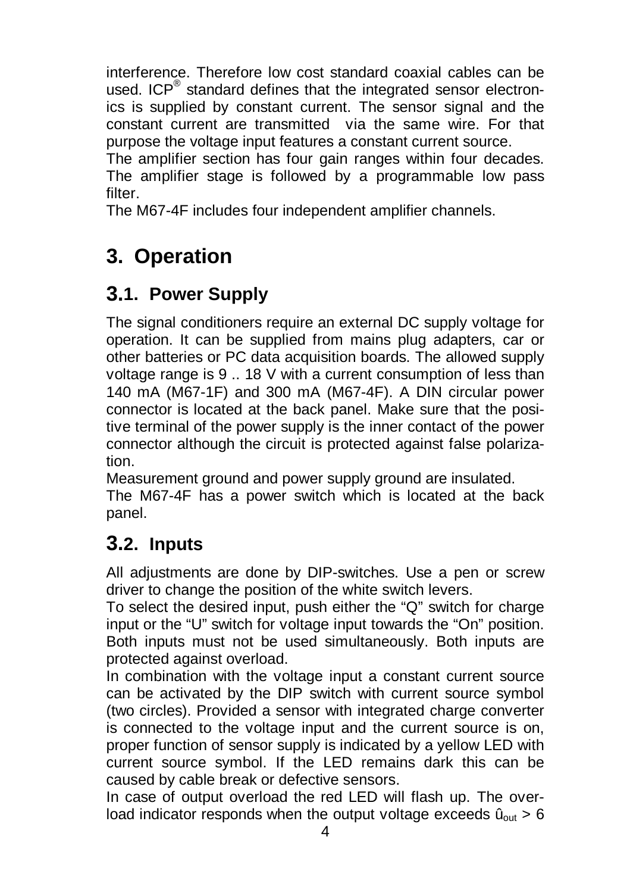interference. Therefore low cost standard coaxial cables can be used. ICP® standard defines that the integrated sensor electronics is supplied by constant current. The sensor signal and the constant current are transmitted via the same wire. For that purpose the voltage input features a constant current source.

The amplifier section has four gain ranges within four decades. The amplifier stage is followed by a programmable low pass filter.

The M67-4F includes four independent amplifier channels.

# 3. Operation

## 3.1. Power Supply

The signal conditioners require an external DC supply voltage for operation. It can be supplied from mains plug adapters, car or other batteries or PC data acquisition boards. The allowed supply voltage range is 9 .. 18 V with a current consumption of less than 140 mA (M67-1F) and 300 mA (M67-4F). A DIN circular power connector is located at the back panel. Make sure that the positive terminal of the power supply is the inner contact of the power connector although the circuit is protected against false polarization.

Measurement ground and power supply ground are insulated.

The M67-4F has a power switch which is located at the back panel.

## 3.2. Inputs

All adjustments are done by DIP-switches. Use a pen or screw driver to change the position of the white switch levers.

To select the desired input, push either the “Q” switch for charge input or the “U” switch for voltage input towards the “On” position. Both inputs must not be used simultaneously. Both inputs are protected against overload.

In combination with the voltage input a constant current source can be activated by the DIP switch with current source symbol (two circles). Provided a sensor with integrated charge converter is connected to the voltage input and the current source is on, proper function of sensor supply is indicated by a yellow LED with current source symbol. If the LED remains dark this can be caused by cable break or defective sensors.

In case of output overload the red LED will flash up. The overload indicator responds when the output voltage exceeds $\hat{u}_{out} > 6$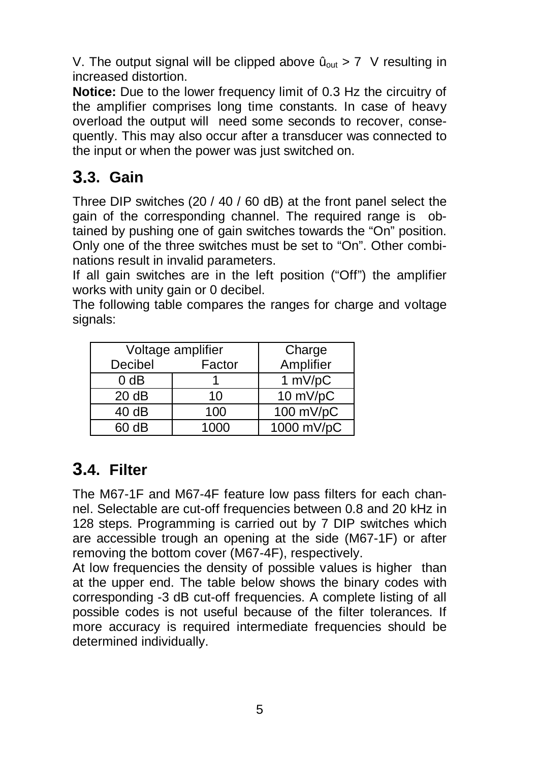V. The output signal will be clipped above $\hat{u}_{out} > 7$ V resulting in increased distortion.

**Notice:** Due to the lower frequency limit of 0.3 Hz the circuitry of the amplifier comprises long time constants. In case of heavy overload the output will need some seconds to recover, consequently. This may also occur after a transducer was connected to the input or when the power was just switched on.

## 3.3. Gain

Three DIP switches (20 / 40 / 60 dB) at the front panel select the gain of the corresponding channel. The required range is obtained by pushing one of gain switches towards the "On" position. Only one of the three switches must be set to "On". Other combinations result in invalid parameters.

If all gain switches are in the left position ("Off") the amplifier works with unity gain or 0 decibel.

The following table compares the ranges for charge and voltage signals:

| Voltage amplifier | | Charge |
|---|---|---|
| Decibel | Factor | Amplifier |
| 0 dB | 1 | 1 mV/pC |
| 20 dB | 10 | 10 mV/pC |
| 40 dB | 100 | 100 mV/pC |
| 60 dB | 1000 | 1000 mV/pC |

## 3.4. Filter

The M67-1F and M67-4F feature low pass filters for each channel. Selectable are cut-off frequencies between 0.8 and 20 kHz in 128 steps. Programming is carried out by 7 DIP switches which are accessible trough an opening at the side (M67-1F) or after removing the bottom cover (M67-4F), respectively.

At low frequencies the density of possible values is higher than at the upper end. The table below shows the binary codes with corresponding -3 dB cut-off frequencies. A complete listing of all possible codes is not useful because of the filter tolerances. If more accuracy is required intermediate frequencies should be determined individually.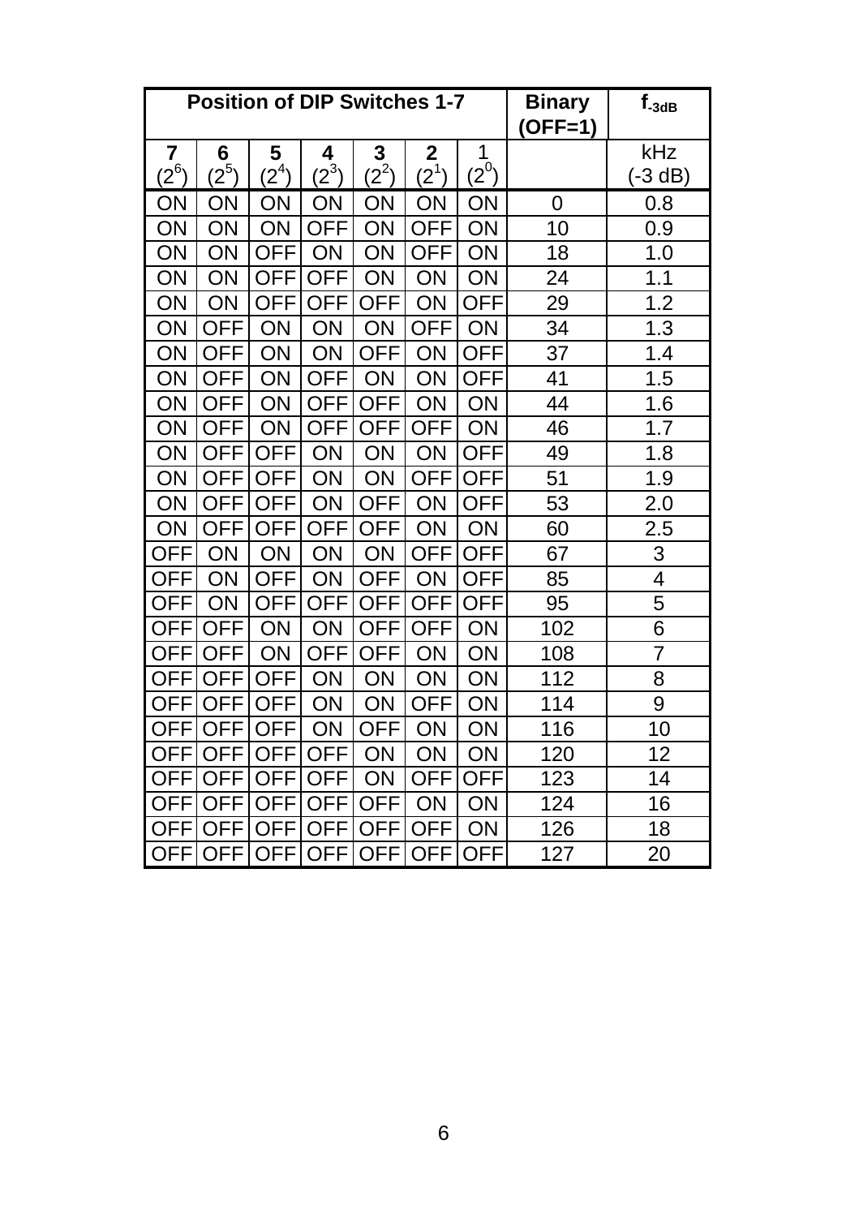| Position of DIP Switches 1-7 | | | | | | | Binary (OFF=1) | $f_{-3dB}$ |
|---|---|---|---|---|---|---|---|---|
| 7 ($2^6$) | 6 ($2^5$) | 5 ($2^4$) | 4 ($2^3$) | 3 ($2^2$) | 2 ($2^1$) | 1 ($2^0$) | | kHz (-3 dB) |
| ON | ON | ON | ON | ON | ON | ON | 0 | 0.8 |
| ON | ON | ON | OFF | ON | OFF | ON | 10 | 0.9 |
| ON | ON | OFF | ON | ON | OFF | ON | 18 | 1.0 |
| ON | ON | OFF | OFF | ON | ON | ON | 24 | 1.1 |
| ON | ON | OFF | OFF | OFF | ON | OFF | 29 | 1.2 |
| ON | OFF | ON | ON | ON | OFF | ON | 34 | 1.3 |
| ON | OFF | ON | ON | OFF | ON | OFF | 37 | 1.4 |
| ON | OFF | ON | OFF | ON | ON | OFF | 41 | 1.5 |
| ON | OFF | ON | OFF | OFF | ON | ON | 44 | 1.6 |
| ON | OFF | ON | OFF | OFF | OFF | ON | 46 | 1.7 |
| ON | OFF | OFF | ON | ON | ON | OFF | 49 | 1.8 |
| ON | OFF | OFF | ON | ON | OFF | OFF | 51 | 1.9 |
| ON | OFF | OFF | ON | OFF | ON | OFF | 53 | 2.0 |
| ON | OFF | OFF | OFF | OFF | ON | ON | 60 | 2.5 |
| OFF | ON | ON | ON | ON | OFF | OFF | 67 | 3 |
| OFF | ON | OFF | ON | OFF | ON | OFF | 85 | 4 |
| OFF | ON | OFF | OFF | OFF | OFF | OFF | 95 | 5 |
| OFF | OFF | ON | ON | OFF | OFF | ON | 102 | 6 |
| OFF | OFF | ON | OFF | OFF | ON | ON | 108 | 7 |
| OFF | OFF | OFF | ON | ON | ON | ON | 112 | 8 |
| OFF | OFF | OFF | ON | ON | OFF | ON | 114 | 9 |
| OFF | OFF | OFF | ON | OFF | ON | ON | 116 | 10 |
| OFF | OFF | OFF | OFF | ON | ON | ON | 120 | 12 |
| OFF | OFF | OFF | OFF | ON | OFF | OFF | 123 | 14 |
| OFF | OFF | OFF | OFF | OFF | ON | ON | 124 | 16 |
| OFF | OFF | OFF | OFF | OFF | OFF | ON | 126 | 18 |
| OFF | OFF | OFF | OFF | OFF | OFF | OFF | 127 | 20 |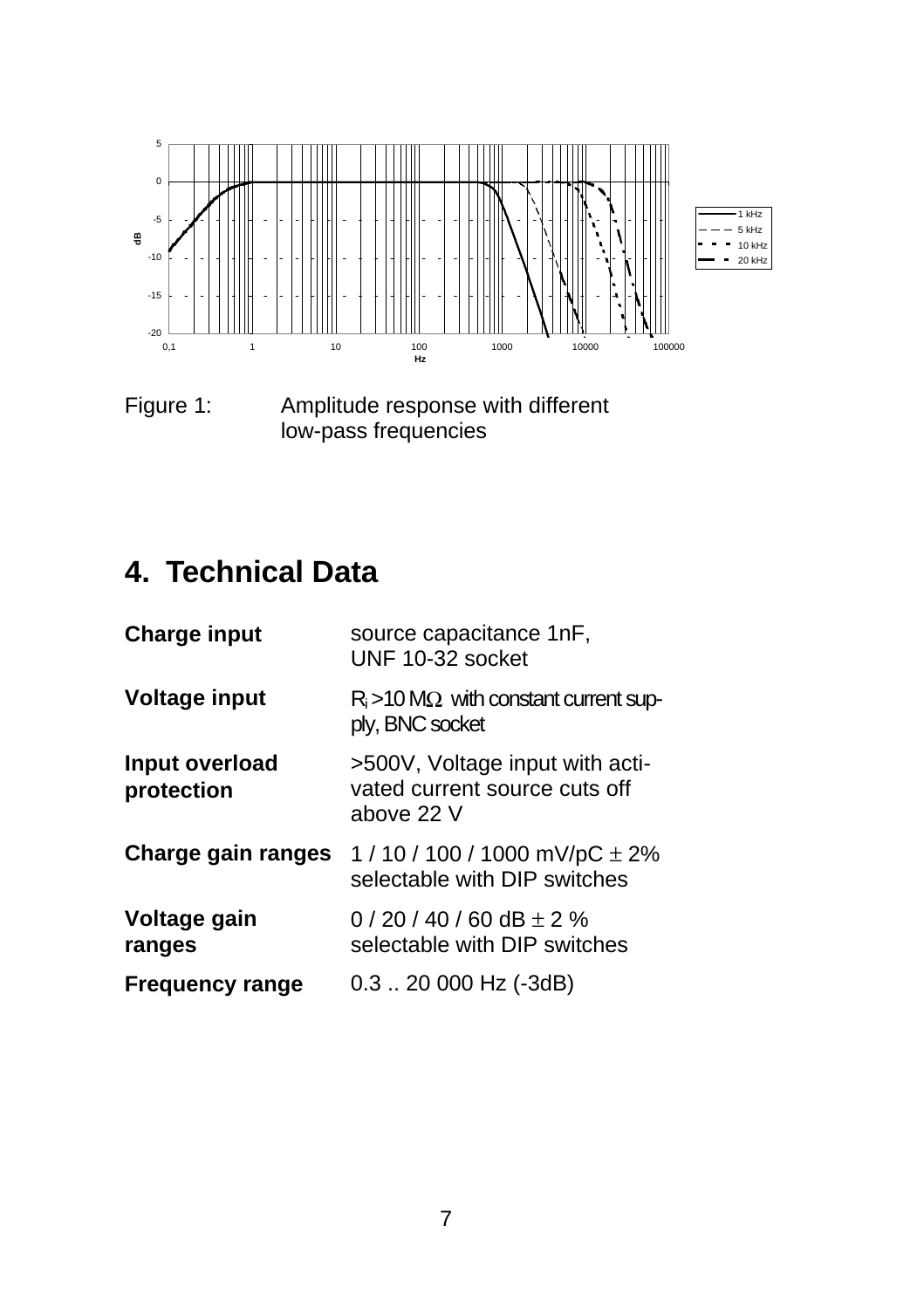Figure 1: Amplitude response with different low-pass frequencies

## 4. Technical Data

| | |
|---|---|
| **Charge input** | source capacitance 1nF, UNF 10-32 socket |
| **Voltage input** | $R_i$ >10 MΩ with constant current supply, BNC socket |
| **Input overload protection** | >500V, Voltage input with activated current source cuts off above 22 V |
| **Charge gain ranges** | 1 / 10 / 100 / 1000 mV/pC ± 2% selectable with DIP switches |
| **Voltage gain ranges** | 0 / 20 / 40 / 60 dB ± 2 % selectable with DIP switches |
| **Frequency range** | 0.3 .. 20 000 Hz (-3dB) |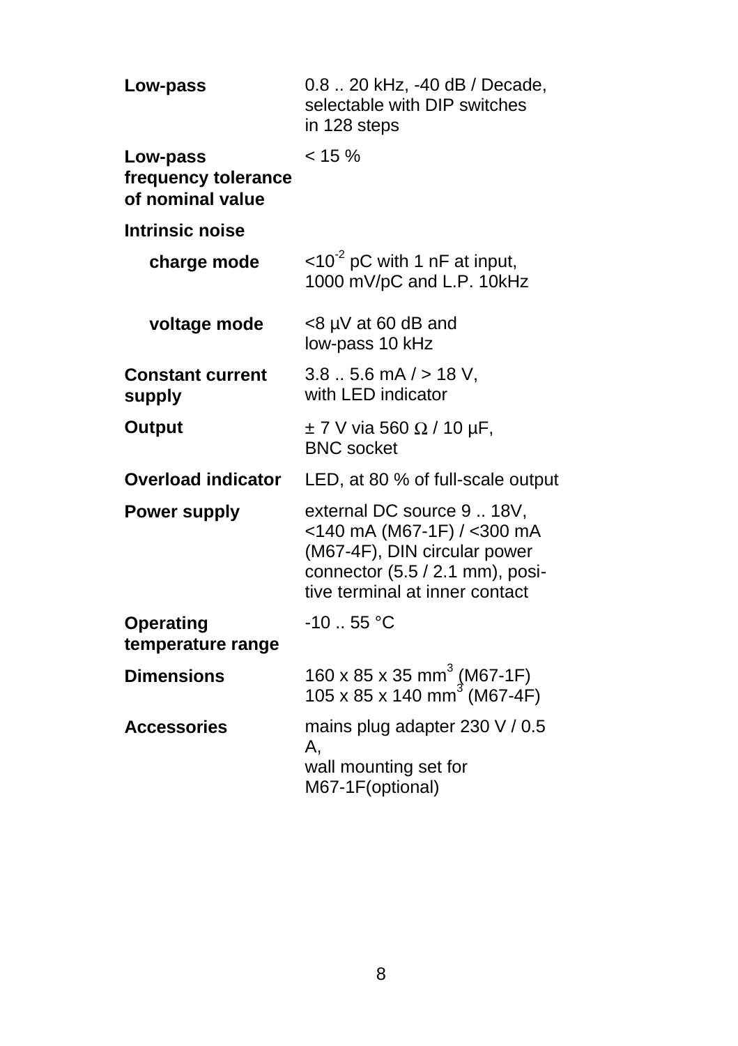| | |
|---|---|
| **Low-pass** | 0.8 .. 20 kHz, -40 dB / Decade, selectable with DIP switches in 128 steps |
| **Low-pass frequency tolerance of nominal value** | < 15 % |
| **Intrinsic noise** | |
| **charge mode** | <$10^{-2}$ pC with 1 nF at input, 1000 mV/pC and L.P. 10kHz |
| **voltage mode** | <8 µV at 60 dB and low-pass 10 kHz |
| **Constant current supply** | 3.8 .. 5.6 mA / > 18 V, with LED indicator |
| **Output** | ± 7 V via 560 Ω / 10 µF, BNC socket |
| **Overload indicator** | LED, at 80 % of full-scale output |
| **Power supply** | external DC source 9 .. 18V, <140 mA (M67-1F) / <300 mA (M67-4F), DIN circular power connector (5.5 / 2.1 mm), positive terminal at inner contact |
| **Operating temperature range** | -10 .. 55 °C |
| **Dimensions** | 160 x 85 x 35 $mm^3$ (M67-1F) 105 x 85 x 140 $mm^3$ (M67-4F) |
| **Accessories** | mains plug adapter 230 V / 0.5 A, wall mounting set for M67-1F(optional) |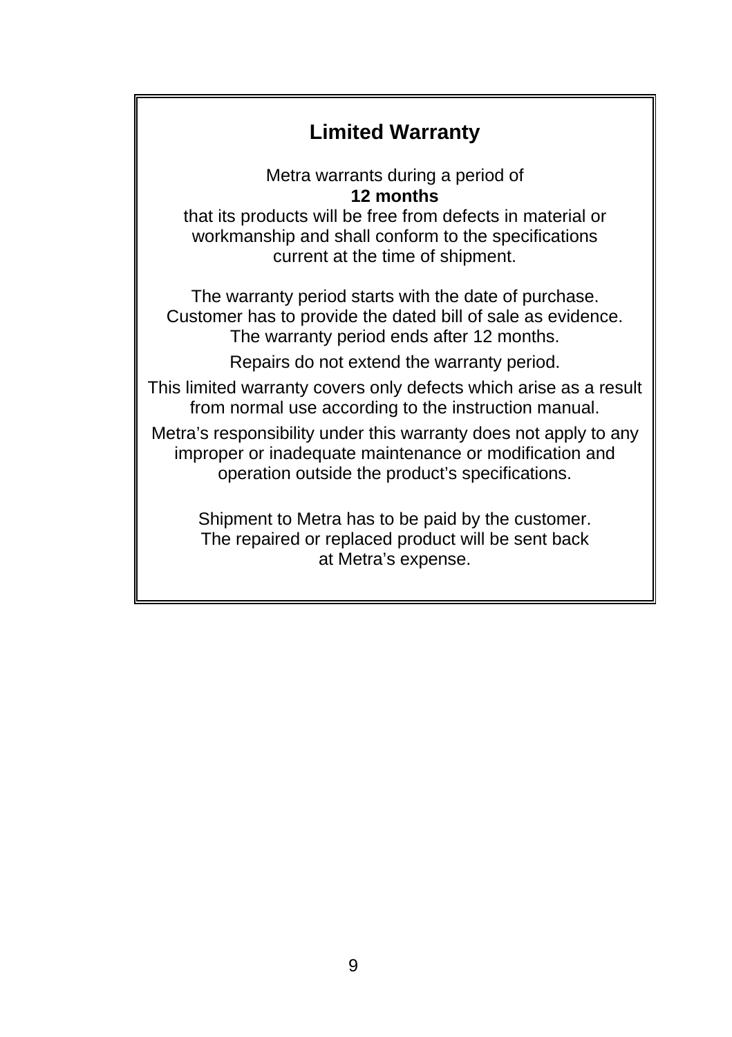## Limited Warranty

Metra warrants during a period of
**12 months**
that its products will be free from defects in material or workmanship and shall conform to the specifications current at the time of shipment.

The warranty period starts with the date of purchase. Customer has to provide the dated bill of sale as evidence. The warranty period ends after 12 months.

Repairs do not extend the warranty period.

This limited warranty covers only defects which arise as a result from normal use according to the instruction manual.

Metra’s responsibility under this warranty does not apply to any improper or inadequate maintenance or modification and operation outside the product’s specifications.

Shipment to Metra has to be paid by the customer. The repaired or replaced product will be sent back at Metra’s expense.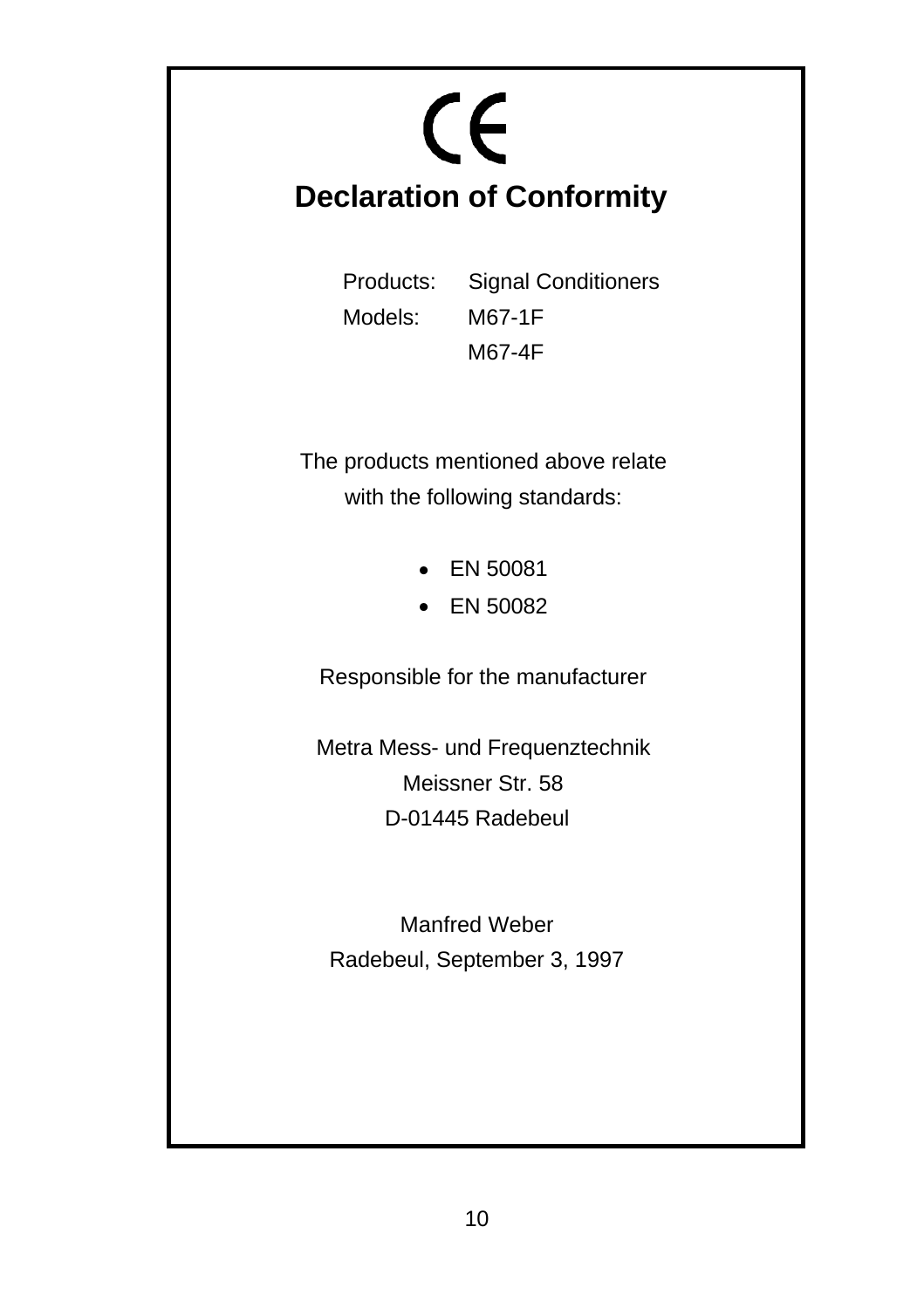CE

# Declaration of Conformity

Products: Signal Conditioners
Models: M67-1F
M67-4F

The products mentioned above relate
with the following standards:

- EN 50081
- EN 50082

Responsible for the manufacturer

Metra Mess- und Frequenztechnik
Meissner Str. 58
D-01445 Radebeul

Manfred Weber
Radebeul, September 3, 1997